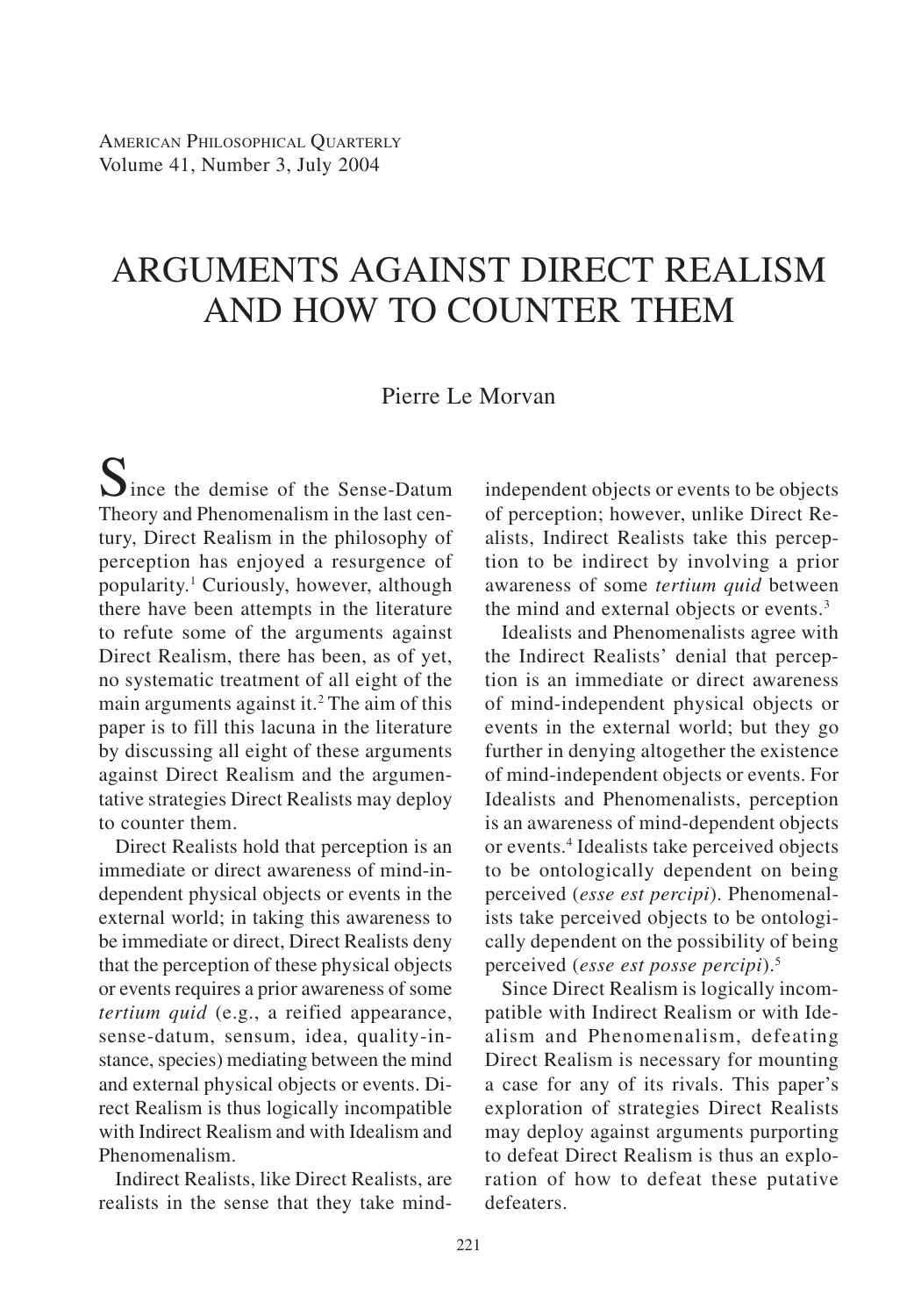# ARGUMENTS AGAINST DIRECT REALISM AND HOW TO COUNTER THEM

Pierre Le Morvan

Since the demise of the Sense-Datum Theory and Phenomenalism in the last century, Direct Realism in the philosophy of perception has enjoyed a resurgence of popularity.[1] Curiously, however, although there have been attempts in the literature to refute some of the arguments against Direct Realism, there has been, as of yet, no systematic treatment of all eight of the main arguments against it.[2] The aim of this paper is to fill this lacuna in the literature by discussing all eight of these arguments against Direct Realism and the argumentative strategies Direct Realists may deploy to counter them.

Direct Realists hold that perception is an immediate or direct awareness of mind-independent physical objects or events in the external world; in taking this awareness to be immediate or direct, Direct Realists deny that the perception of these physical objects or events requires a prior awareness of some *tertium quid* (e.g., a reified appearance, sense-datum, sensum, idea, quality-instance, species) mediating between the mind and external physical objects or events. Direct Realism is thus logically incompatible with Indirect Realism and with Idealism and Phenomenalism.

Indirect Realists, like Direct Realists, are realists in the sense that they take mind-independent objects or events to be objects of perception; however, unlike Direct Realists, Indirect Realists take this perception to be indirect by involving a prior awareness of some *tertium quid* between the mind and external objects or events.[3]

Idealists and Phenomenalists agree with the Indirect Realists' denial that perception is an immediate or direct awareness of mind-independent physical objects or events in the external world; but they go further in denying altogether the existence of mind-independent objects or events. For Idealists and Phenomenalists, perception is an awareness of mind-dependent objects or events.[4] Idealists take perceived objects to be ontologically dependent on being perceived (*esse est percipi*). Phenomenalists take perceived objects to be ontologically dependent on the possibility of being perceived (*esse est posse percipi*).[5]

Since Direct Realism is logically incompatible with Indirect Realism or with Idealism and Phenomenalism, defeating Direct Realism is necessary for mounting a case for any of its rivals. This paper's exploration of strategies Direct Realists may deploy against arguments purporting to defeat Direct Realism is thus an exploration of how to defeat these putative defeaters.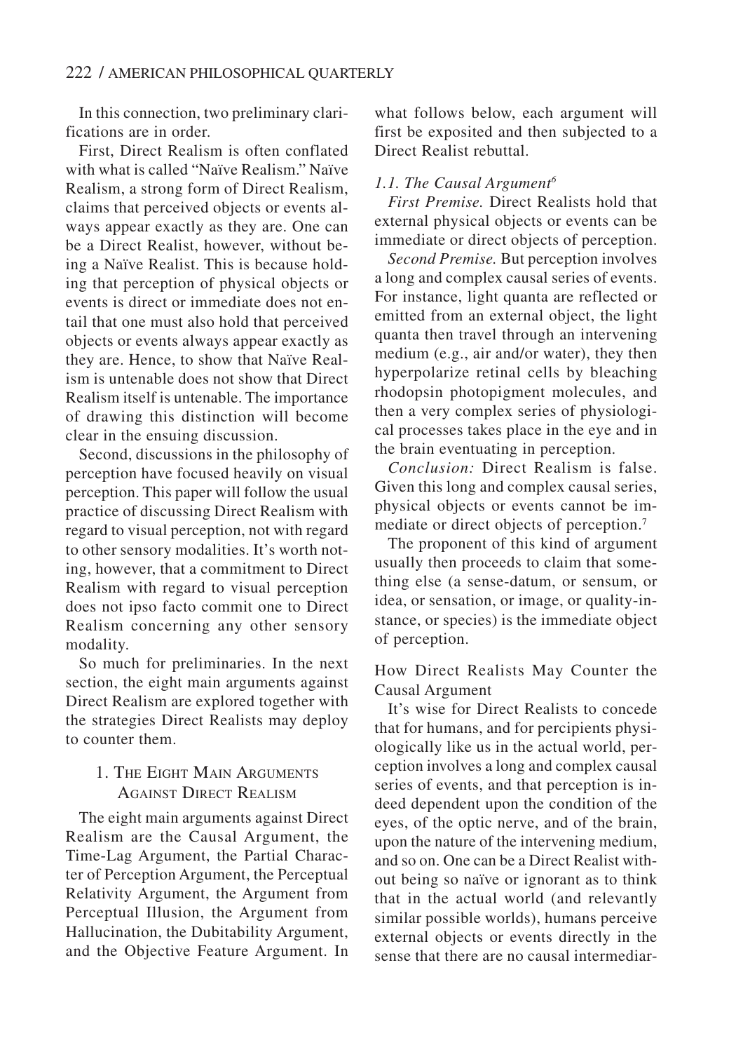In this connection, two preliminary clarifications are in order.

First, Direct Realism is often conflated with what is called "Naïve Realism." Naïve Realism, a strong form of Direct Realism, claims that perceived objects or events always appear exactly as they are. One can be a Direct Realist, however, without being a Naïve Realist. This is because holding that perception of physical objects or events is direct or immediate does not entail that one must also hold that perceived objects or events always appear exactly as they are. Hence, to show that Naïve Realism is untenable does not show that Direct Realism itself is untenable. The importance of drawing this distinction will become clear in the ensuing discussion.

Second, discussions in the philosophy of perception have focused heavily on visual perception. This paper will follow the usual practice of discussing Direct Realism with regard to visual perception, not with regard to other sensory modalities. It's worth noting, however, that a commitment to Direct Realism with regard to visual perception does not ipso facto commit one to Direct Realism concerning any other sensory modality.

So much for preliminaries. In the next section, the eight main arguments against Direct Realism are explored together with the strategies Direct Realists may deploy to counter them.

## 1. The Eight Main Arguments Against Direct Realism

The eight main arguments against Direct Realism are the Causal Argument, the Time-Lag Argument, the Partial Character of Perception Argument, the Perceptual Relativity Argument, the Argument from Perceptual Illusion, the Argument from Hallucination, the Dubitability Argument, and the Objective Feature Argument. In what follows below, each argument will first be exposited and then subjected to a Direct Realist rebuttal.

### *1.1. The Causal Argument*[6]

*First Premise.* Direct Realists hold that external physical objects or events can be immediate or direct objects of perception.

*Second Premise.* But perception involves a long and complex causal series of events. For instance, light quanta are reflected or emitted from an external object, the light quanta then travel through an intervening medium (e.g., air and/or water), they then hyperpolarize retinal cells by bleaching rhodopsin photopigment molecules, and then a very complex series of physiological processes takes place in the eye and in the brain eventuating in perception.

*Conclusion:* Direct Realism is false. Given this long and complex causal series, physical objects or events cannot be immediate or direct objects of perception.[7]

The proponent of this kind of argument usually then proceeds to claim that something else (a sense-datum, or sensum, or idea, or sensation, or image, or quality-instance, or species) is the immediate object of perception.

#### How Direct Realists May Counter the Causal Argument

It's wise for Direct Realists to concede that for humans, and for percipients physiologically like us in the actual world, perception involves a long and complex causal series of events, and that perception is indeed dependent upon the condition of the eyes, of the optic nerve, and of the brain, upon the nature of the intervening medium, and so on. One can be a Direct Realist without being so naïve or ignorant as to think that in the actual world (and relevantly similar possible worlds), humans perceive external objects or events directly in the sense that there are no causal intermediar-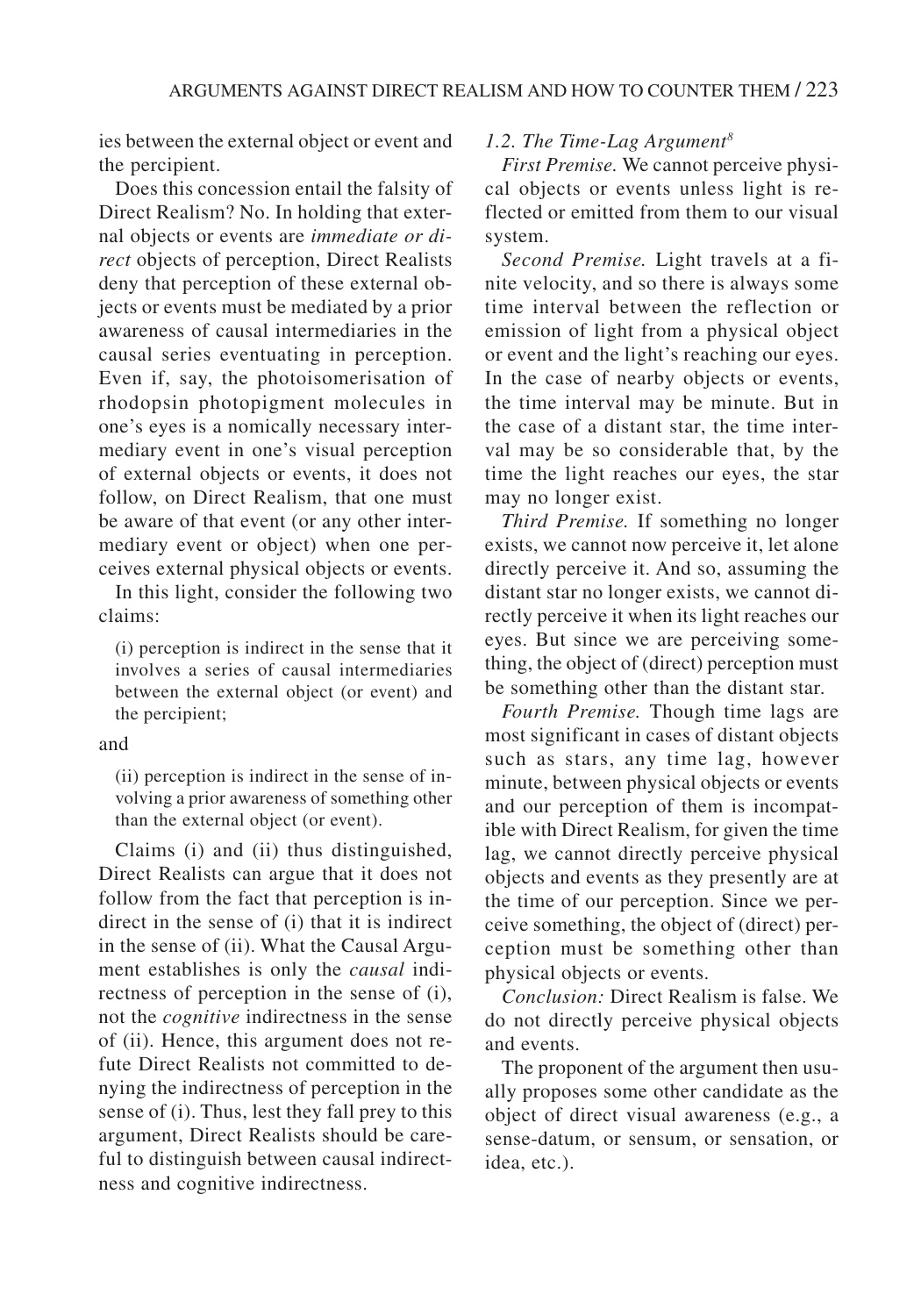ies between the external object or event and the percipient.

Does this concession entail the falsity of Direct Realism? No. In holding that external objects or events are *immediate or direct* objects of perception, Direct Realists deny that perception of these external objects or events must be mediated by a prior awareness of causal intermediaries in the causal series eventuating in perception. Even if, say, the photoisomerisation of rhodopsin photopigment molecules in one's eyes is a nomically necessary intermediary event in one's visual perception of external objects or events, it does not follow, on Direct Realism, that one must be aware of that event (or any other intermediary event or object) when one perceives external physical objects or events.

In this light, consider the following two claims:

> (i) perception is indirect in the sense that it involves a series of causal intermediaries between the external object (or event) and the percipient;

and

> (ii) perception is indirect in the sense of involving a prior awareness of something other than the external object (or event).

Claims (i) and (ii) thus distinguished, Direct Realists can argue that it does not follow from the fact that perception is indirect in the sense of (i) that it is indirect in the sense of (ii). What the Causal Argument establishes is only the *causal* indirectness of perception in the sense of (i), not the *cognitive* indirectness in the sense of (ii). Hence, this argument does not refute Direct Realists not committed to denying the indirectness of perception in the sense of (i). Thus, lest they fall prey to this argument, Direct Realists should be careful to distinguish between causal indirectness and cognitive indirectness.

### *1.2. The Time-Lag Argument*[8]

*First Premise.* We cannot perceive physical objects or events unless light is reflected or emitted from them to our visual system.

*Second Premise.* Light travels at a finite velocity, and so there is always some time interval between the reflection or emission of light from a physical object or event and the light's reaching our eyes. In the case of nearby objects or events, the time interval may be minute. But in the case of a distant star, the time interval may be so considerable that, by the time the light reaches our eyes, the star may no longer exist.

*Third Premise.* If something no longer exists, we cannot now perceive it, let alone directly perceive it. And so, assuming the distant star no longer exists, we cannot directly perceive it when its light reaches our eyes. But since we are perceiving something, the object of (direct) perception must be something other than the distant star.

*Fourth Premise.* Though time lags are most significant in cases of distant objects such as stars, any time lag, however minute, between physical objects or events and our perception of them is incompatible with Direct Realism, for given the time lag, we cannot directly perceive physical objects and events as they presently are at the time of our perception. Since we perceive something, the object of (direct) perception must be something other than physical objects or events.

*Conclusion:* Direct Realism is false. We do not directly perceive physical objects and events.

The proponent of the argument then usually proposes some other candidate as the object of direct visual awareness (e.g., a sense-datum, or sensum, or sensation, or idea, etc.).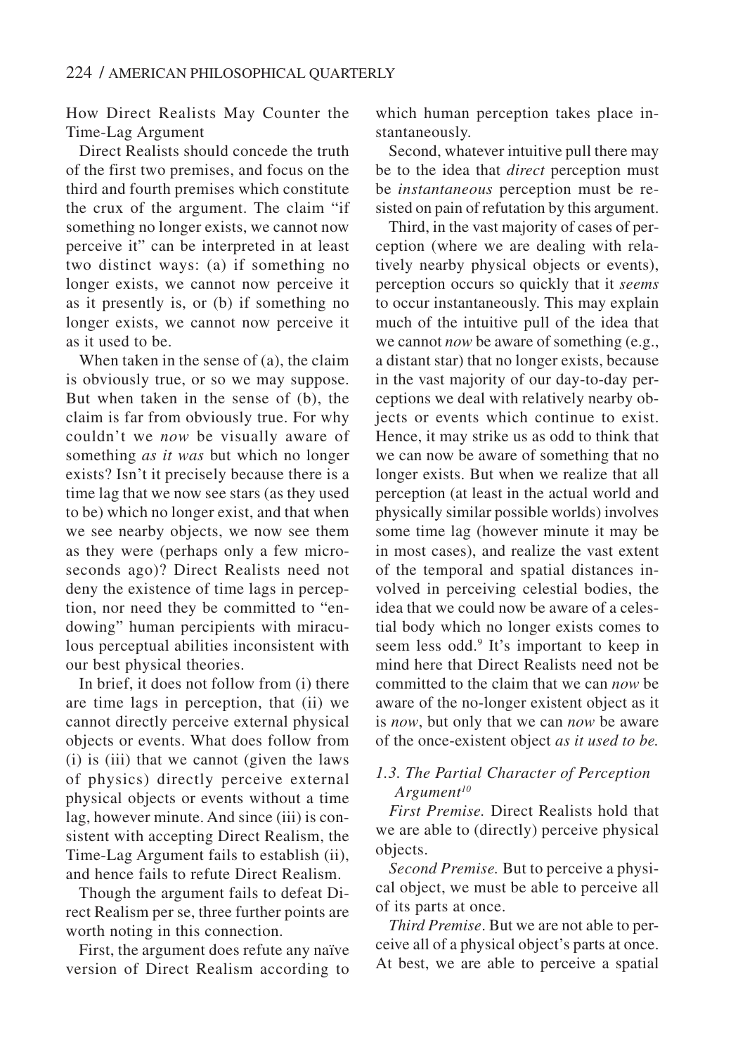How Direct Realists May Counter the Time-Lag Argument

Direct Realists should concede the truth of the first two premises, and focus on the third and fourth premises which constitute the crux of the argument. The claim "if something no longer exists, we cannot now perceive it" can be interpreted in at least two distinct ways: (a) if something no longer exists, we cannot now perceive it as it presently is, or (b) if something no longer exists, we cannot now perceive it as it used to be.

When taken in the sense of (a), the claim is obviously true, or so we may suppose. But when taken in the sense of (b), the claim is far from obviously true. For why couldn't we *now* be visually aware of something *as it was* but which no longer exists? Isn't it precisely because there is a time lag that we now see stars (as they used to be) which no longer exist, and that when we see nearby objects, we now see them as they were (perhaps only a few microseconds ago)? Direct Realists need not deny the existence of time lags in perception, nor need they be committed to "endowing" human percipients with miraculous perceptual abilities inconsistent with our best physical theories.

In brief, it does not follow from (i) there are time lags in perception, that (ii) we cannot directly perceive external physical objects or events. What does follow from (i) is (iii) that we cannot (given the laws of physics) directly perceive external physical objects or events without a time lag, however minute. And since (iii) is consistent with accepting Direct Realism, the Time-Lag Argument fails to establish (ii), and hence fails to refute Direct Realism.

Though the argument fails to defeat Direct Realism per se, three further points are worth noting in this connection.

First, the argument does refute any naïve version of Direct Realism according to which human perception takes place instantaneously.

Second, whatever intuitive pull there may be to the idea that *direct* perception must be *instantaneous* perception must be resisted on pain of refutation by this argument.

Third, in the vast majority of cases of perception (where we are dealing with relatively nearby physical objects or events), perception occurs so quickly that it *seems* to occur instantaneously. This may explain much of the intuitive pull of the idea that we cannot *now* be aware of something (e.g., a distant star) that no longer exists, because in the vast majority of our day-to-day perceptions we deal with relatively nearby objects or events which continue to exist. Hence, it may strike us as odd to think that we can now be aware of something that no longer exists. But when we realize that all perception (at least in the actual world and physically similar possible worlds) involves some time lag (however minute it may be in most cases), and realize the vast extent of the temporal and spatial distances involved in perceiving celestial bodies, the idea that we could now be aware of a celestial body which no longer exists comes to seem less odd.[9] It's important to keep in mind here that Direct Realists need not be committed to the claim that we can *now* be aware of the no-longer existent object as it is *now*, but only that we can *now* be aware of the once-existent object *as it used to be.*

### *1.3. The Partial Character of Perception Argument*[10]

*First Premise.* Direct Realists hold that we are able to (directly) perceive physical objects.

*Second Premise.* But to perceive a physical object, we must be able to perceive all of its parts at once.

*Third Premise*. But we are not able to perceive all of a physical object's parts at once. At best, we are able to perceive a spatial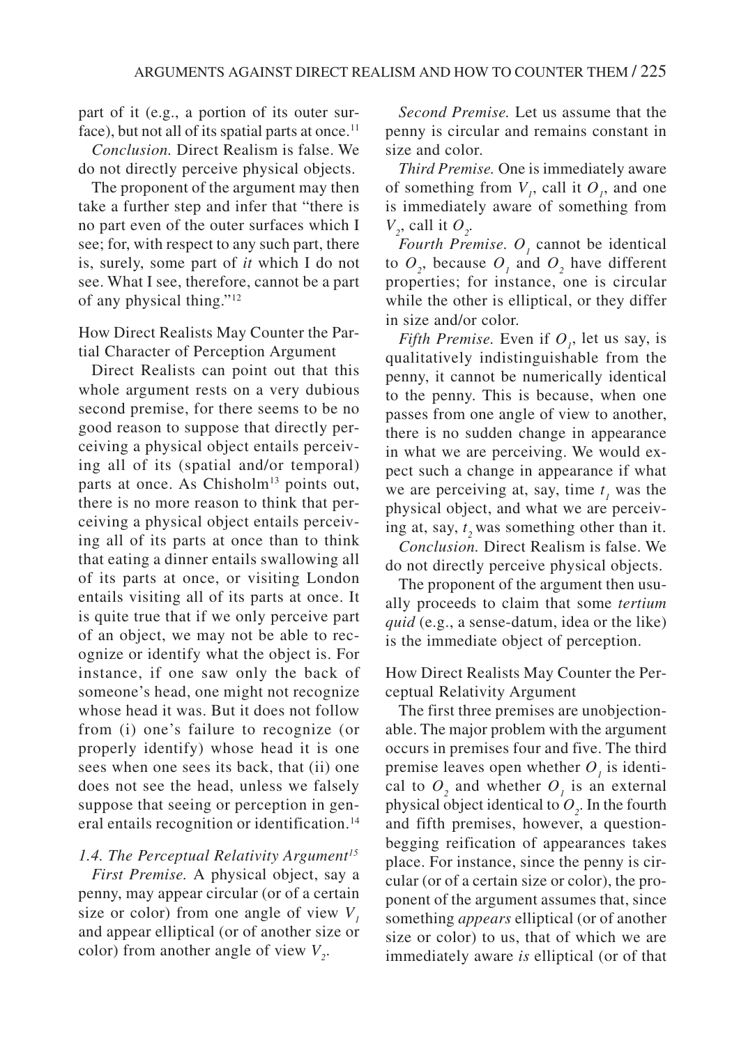part of it (e.g., a portion of its outer surface), but not all of its spatial parts at once.[11]

*Conclusion.* Direct Realism is false. We do not directly perceive physical objects.

The proponent of the argument may then take a further step and infer that "there is no part even of the outer surfaces which I see; for, with respect to any such part, there is, surely, some part of *it* which I do not see. What I see, therefore, cannot be a part of any physical thing."[12]

How Direct Realists May Counter the Partial Character of Perception Argument

Direct Realists can point out that this whole argument rests on a very dubious second premise, for there seems to be no good reason to suppose that directly perceiving a physical object entails perceiving all of its (spatial and/or temporal) parts at once. As Chisholm[13] points out, there is no more reason to think that perceiving a physical object entails perceiving all of its parts at once than to think that eating a dinner entails swallowing all of its parts at once, or visiting London entails visiting all of its parts at once. It is quite true that if we only perceive part of an object, we may not be able to recognize or identify what the object is. For instance, if one saw only the back of someone's head, one might not recognize whose head it was. But it does not follow from (i) one's failure to recognize (or properly identify) whose head it is one sees when one sees its back, that (ii) one does not see the head, unless we falsely suppose that seeing or perception in general entails recognition or identification.[14]

### *1.4. The Perceptual Relativity Argument*[15]

*First Premise.* A physical object, say a penny, may appear circular (or of a certain size or color) from one angle of view $V_1$ and appear elliptical (or of another size or color) from another angle of view $V_2$.

*Second Premise.* Let us assume that the penny is circular and remains constant in size and color.

*Third Premise.* One is immediately aware of something from $V_1$, call it $O_1$, and one is immediately aware of something from $V_2$, call it $O_2$.

*Fourth Premise.* $O_1$ cannot be identical to $O_2$, because $O_1$ and $O_2$ have different properties; for instance, one is circular while the other is elliptical, or they differ in size and/or color.

*Fifth Premise.* Even if $O_1$, let us say, is qualitatively indistinguishable from the penny, it cannot be numerically identical to the penny. This is because, when one passes from one angle of view to another, there is no sudden change in appearance in what we are perceiving. We would expect such a change in appearance if what we are perceiving at, say, time $t_1$ was the physical object, and what we are perceiving at, say, $t_2$ was something other than it.

*Conclusion.* Direct Realism is false. We do not directly perceive physical objects.

The proponent of the argument then usually proceeds to claim that some *tertium quid* (e.g., a sense-datum, idea or the like) is the immediate object of perception.

How Direct Realists May Counter the Perceptual Relativity Argument

The first three premises are unobjectionable. The major problem with the argument occurs in premises four and five. The third premise leaves open whether $O_1$ is identical to $O_2$ and whether $O_1$ is an external physical object identical to $O_2$. In the fourth and fifth premises, however, a question-begging reification of appearances takes place. For instance, since the penny is circular (or of a certain size or color), the proponent of the argument assumes that, since something *appears* elliptical (or of another size or color) to us, that of which we are immediately aware *is* elliptical (or of that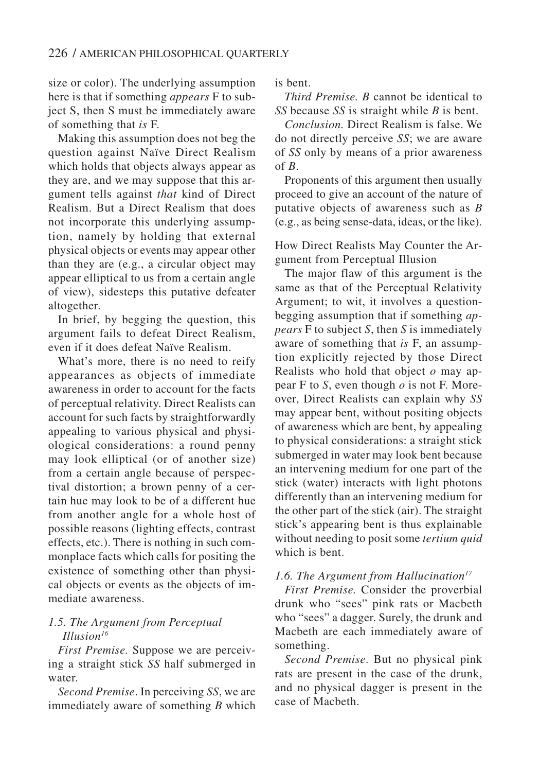size or color). The underlying assumption here is that if something *appears* F to subject S, then S must be immediately aware of something that *is* F.

Making this assumption does not beg the question against Naïve Direct Realism which holds that objects always appear as they are, and we may suppose that this argument tells against *that* kind of Direct Realism. But a Direct Realism that does not incorporate this underlying assumption, namely by holding that external physical objects or events may appear other than they are (e.g., a circular object may appear elliptical to us from a certain angle of view), sidesteps this putative defeater altogether.

In brief, by begging the question, this argument fails to defeat Direct Realism, even if it does defeat Naïve Realism.

What's more, there is no need to reify appearances as objects of immediate awareness in order to account for the facts of perceptual relativity. Direct Realists can account for such facts by straightforwardly appealing to various physical and physiological considerations: a round penny may look elliptical (or of another size) from a certain angle because of perspectival distortion; a brown penny of a certain hue may look to be of a different hue from another angle for a whole host of possible reasons (lighting effects, contrast effects, etc.). There is nothing in such commonplace facts which calls for positing the existence of something other than physical objects or events as the objects of immediate awareness.

### *1.5. The Argument from Perceptual Illusion*[16]

*First Premise.* Suppose we are perceiving a straight stick *SS* half submerged in water.

*Second Premise*. In perceiving *SS*, we are immediately aware of something *B* which is bent.

*Third Premise. B* cannot be identical to *SS* because *SS* is straight while *B* is bent.

*Conclusion.* Direct Realism is false. We do not directly perceive *SS*; we are aware of *SS* only by means of a prior awareness of *B*.

Proponents of this argument then usually proceed to give an account of the nature of putative objects of awareness such as *B* (e.g., as being sense-data, ideas, or the like).

How Direct Realists May Counter the Argument from Perceptual Illusion

The major flaw of this argument is the same as that of the Perceptual Relativity Argument; to wit, it involves a question-begging assumption that if something *appears* F to subject *S*, then *S* is immediately aware of something that *is* F, an assumption explicitly rejected by those Direct Realists who hold that object *o* may appear F to *S*, even though *o* is not F. Moreover, Direct Realists can explain why *SS* may appear bent, without positing objects of awareness which are bent, by appealing to physical considerations: a straight stick submerged in water may look bent because an intervening medium for one part of the stick (water) interacts with light photons differently than an intervening medium for the other part of the stick (air). The straight stick's appearing bent is thus explainable without needing to posit some *tertium quid* which is bent.

### *1.6. The Argument from Hallucination*[17]

*First Premise.* Consider the proverbial drunk who "sees" pink rats or Macbeth who "sees" a dagger. Surely, the drunk and Macbeth are each immediately aware of something.

*Second Premise*. But no physical pink rats are present in the case of the drunk, and no physical dagger is present in the case of Macbeth.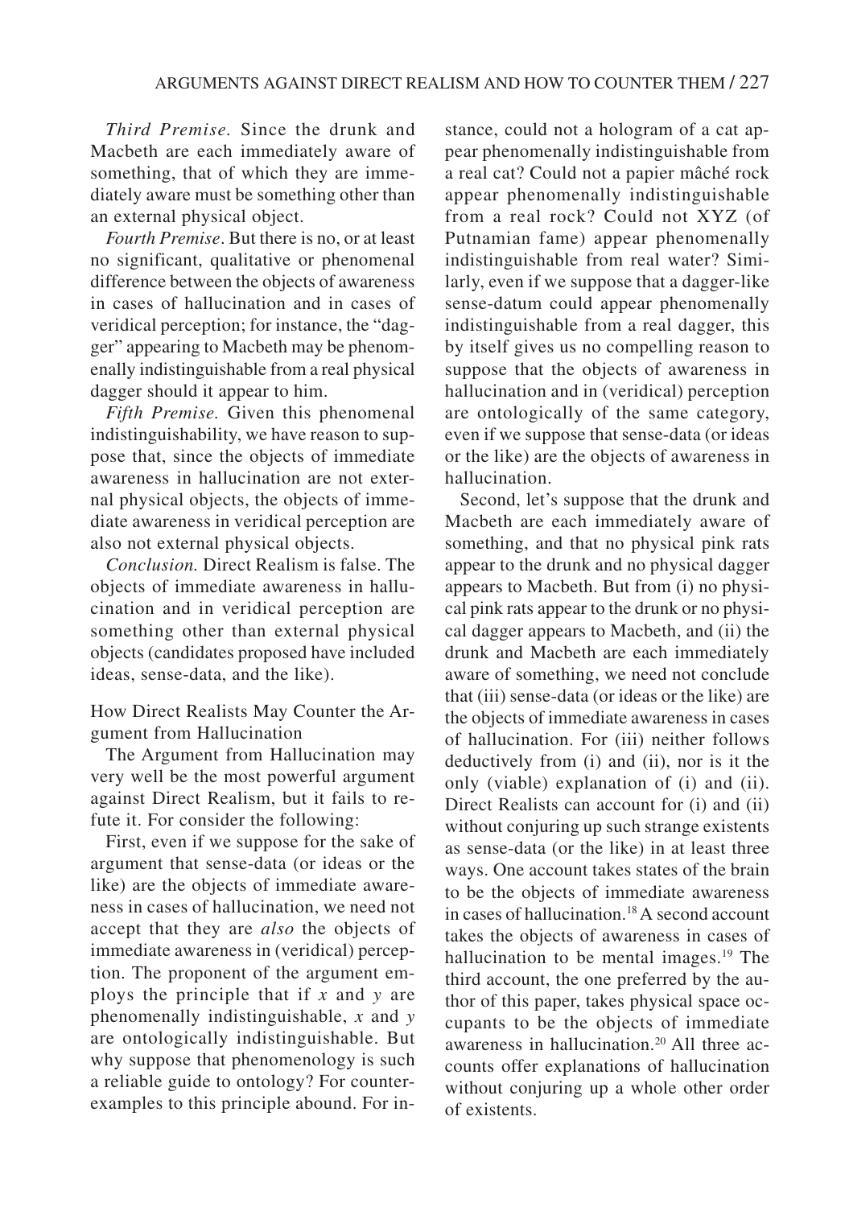*Third Premise.* Since the drunk and Macbeth are each immediately aware of something, that of which they are immediately aware must be something other than an external physical object.

*Fourth Premise*. But there is no, or at least no significant, qualitative or phenomenal difference between the objects of awareness in cases of hallucination and in cases of veridical perception; for instance, the "dagger" appearing to Macbeth may be phenomenally indistinguishable from a real physical dagger should it appear to him.

*Fifth Premise.* Given this phenomenal indistinguishability, we have reason to suppose that, since the objects of immediate awareness in hallucination are not external physical objects, the objects of immediate awareness in veridical perception are also not external physical objects.

*Conclusion.* Direct Realism is false. The objects of immediate awareness in hallucination and in veridical perception are something other than external physical objects (candidates proposed have included ideas, sense-data, and the like).

How Direct Realists May Counter the Argument from Hallucination

The Argument from Hallucination may very well be the most powerful argument against Direct Realism, but it fails to refute it. For consider the following:

First, even if we suppose for the sake of argument that sense-data (or ideas or the like) are the objects of immediate awareness in cases of hallucination, we need not accept that they are *also* the objects of immediate awareness in (veridical) perception. The proponent of the argument employs the principle that if *x* and *y* are phenomenally indistinguishable, *x* and *y* are ontologically indistinguishable. But why suppose that phenomenology is such a reliable guide to ontology? For counterexamples to this principle abound. For instance, could not a hologram of a cat appear phenomenally indistinguishable from a real cat? Could not a papier mâché rock appear phenomenally indistinguishable from a real rock? Could not XYZ (of Putnamian fame) appear phenomenally indistinguishable from real water? Similarly, even if we suppose that a dagger-like sense-datum could appear phenomenally indistinguishable from a real dagger, this by itself gives us no compelling reason to suppose that the objects of awareness in hallucination and in (veridical) perception are ontologically of the same category, even if we suppose that sense-data (or ideas or the like) are the objects of awareness in hallucination.

Second, let's suppose that the drunk and Macbeth are each immediately aware of something, and that no physical pink rats appear to the drunk and no physical dagger appears to Macbeth. But from (i) no physical pink rats appear to the drunk or no physical dagger appears to Macbeth, and (ii) the drunk and Macbeth are each immediately aware of something, we need not conclude that (iii) sense-data (or ideas or the like) are the objects of immediate awareness in cases of hallucination. For (iii) neither follows deductively from (i) and (ii), nor is it the only (viable) explanation of (i) and (ii). Direct Realists can account for (i) and (ii) without conjuring up such strange existents as sense-data (or the like) in at least three ways. One account takes states of the brain to be the objects of immediate awareness in cases of hallucination.[18] A second account takes the objects of awareness in cases of hallucination to be mental images.[19] The third account, the one preferred by the author of this paper, takes physical space occupants to be the objects of immediate awareness in hallucination.[20] All three accounts offer explanations of hallucination without conjuring up a whole other order of existents.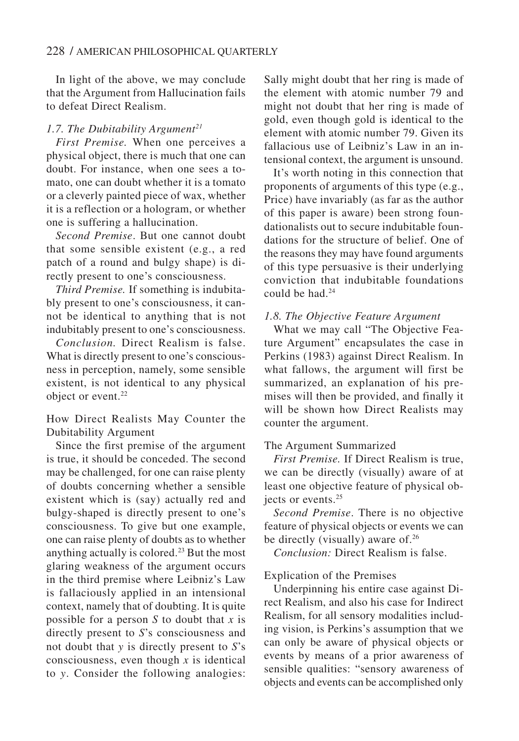In light of the above, we may conclude that the Argument from Hallucination fails to defeat Direct Realism.

### *1.7. The Dubitability Argument*[21]

*First Premise.* When one perceives a physical object, there is much that one can doubt. For instance, when one sees a tomato, one can doubt whether it is a tomato or a cleverly painted piece of wax, whether it is a reflection or a hologram, or whether one is suffering a hallucination.

*Second Premise*. But one cannot doubt that some sensible existent (e.g., a red patch of a round and bulgy shape) is directly present to one's consciousness.

*Third Premise.* If something is indubitably present to one's consciousness, it cannot be identical to anything that is not indubitably present to one's consciousness.

*Conclusion.* Direct Realism is false. What is directly present to one's consciousness in perception, namely, some sensible existent, is not identical to any physical object or event.[22]

#### How Direct Realists May Counter the Dubitability Argument

Since the first premise of the argument is true, it should be conceded. The second may be challenged, for one can raise plenty of doubts concerning whether a sensible existent which is (say) actually red and bulgy-shaped is directly present to one's consciousness. To give but one example, one can raise plenty of doubts as to whether anything actually is colored.[23] But the most glaring weakness of the argument occurs in the third premise where Leibniz's Law is fallaciously applied in an intensional context, namely that of doubting. It is quite possible for a person *S* to doubt that *x* is directly present to *S*'s consciousness and not doubt that *y* is directly present to *S*'s consciousness, even though *x* is identical to *y*. Consider the following analogies: Sally might doubt that her ring is made of the element with atomic number 79 and might not doubt that her ring is made of gold, even though gold is identical to the element with atomic number 79. Given its fallacious use of Leibniz's Law in an intensional context, the argument is unsound.

It's worth noting in this connection that proponents of arguments of this type (e.g., Price) have invariably (as far as the author of this paper is aware) been strong foundationalists out to secure indubitable foundations for the structure of belief. One of the reasons they may have found arguments of this type persuasive is their underlying conviction that indubitable foundations could be had.[24]

### *1.8. The Objective Feature Argument*

What we may call "The Objective Feature Argument" encapsulates the case in Perkins (1983) against Direct Realism. In what fallows, the argument will first be summarized, an explanation of his premises will then be provided, and finally it will be shown how Direct Realists may counter the argument.

#### The Argument Summarized

*First Premise.* If Direct Realism is true, we can be directly (visually) aware of at least one objective feature of physical objects or events.[25]

*Second Premise*. There is no objective feature of physical objects or events we can be directly (visually) aware of.[26]

*Conclusion:* Direct Realism is false.

#### Explication of the Premises

Underpinning his entire case against Direct Realism, and also his case for Indirect Realism, for all sensory modalities including vision, is Perkins's assumption that we can only be aware of physical objects or events by means of a prior awareness of sensible qualities: "sensory awareness of objects and events can be accomplished only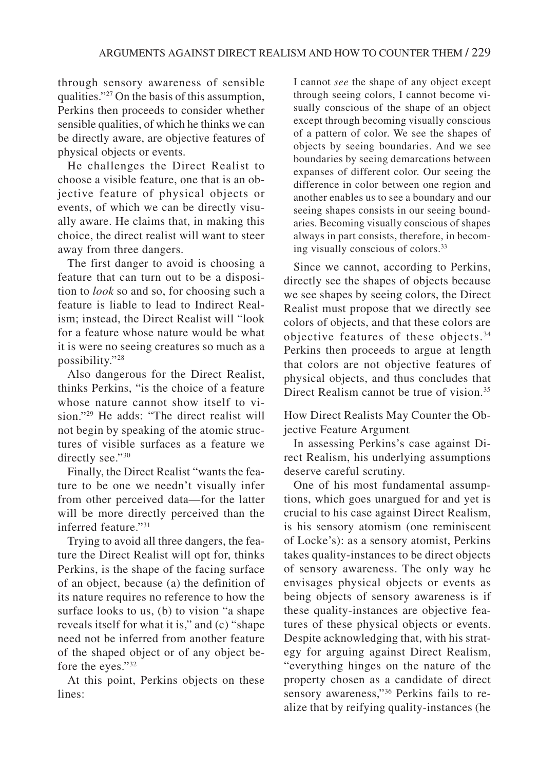through sensory awareness of sensible qualities."[27] On the basis of this assumption, Perkins then proceeds to consider whether sensible qualities, of which he thinks we can be directly aware, are objective features of physical objects or events.

He challenges the Direct Realist to choose a visible feature, one that is an objective feature of physical objects or events, of which we can be directly visually aware. He claims that, in making this choice, the direct realist will want to steer away from three dangers.

The first danger to avoid is choosing a feature that can turn out to be a disposition to *look* so and so, for choosing such a feature is liable to lead to Indirect Realism; instead, the Direct Realist will "look for a feature whose nature would be what it is were no seeing creatures so much as a possibility."[28]

Also dangerous for the Direct Realist, thinks Perkins, "is the choice of a feature whose nature cannot show itself to vision."[29] He adds: "The direct realist will not begin by speaking of the atomic structures of visible surfaces as a feature we directly see."[30]

Finally, the Direct Realist "wants the feature to be one we needn't visually infer from other perceived data—for the latter will be more directly perceived than the inferred feature."[31]

Trying to avoid all three dangers, the feature the Direct Realist will opt for, thinks Perkins, is the shape of the facing surface of an object, because (a) the definition of its nature requires no reference to how the surface looks to us, (b) to vision "a shape reveals itself for what it is," and (c) "shape need not be inferred from another feature of the shaped object or of any object before the eyes."[32]

At this point, Perkins objects on these lines:

> I cannot *see* the shape of any object except through seeing colors, I cannot become visually conscious of the shape of an object except through becoming visually conscious of a pattern of color. We see the shapes of objects by seeing boundaries. And we see boundaries by seeing demarcations between expanses of different color. Our seeing the difference in color between one region and another enables us to see a boundary and our seeing shapes consists in our seeing boundaries. Becoming visually conscious of shapes always in part consists, therefore, in becoming visually conscious of colors.[33]

Since we cannot, according to Perkins, directly see the shapes of objects because we see shapes by seeing colors, the Direct Realist must propose that we directly see colors of objects, and that these colors are objective features of these objects.[34] Perkins then proceeds to argue at length that colors are not objective features of physical objects, and thus concludes that Direct Realism cannot be true of vision.[35]

### How Direct Realists May Counter the Objective Feature Argument

In assessing Perkins's case against Direct Realism, his underlying assumptions deserve careful scrutiny.

One of his most fundamental assumptions, which goes unargued for and yet is crucial to his case against Direct Realism, is his sensory atomism (one reminiscent of Locke's): as a sensory atomist, Perkins takes quality-instances to be direct objects of sensory awareness. The only way he envisages physical objects or events as being objects of sensory awareness is if these quality-instances are objective features of these physical objects or events. Despite acknowledging that, with his strategy for arguing against Direct Realism, "everything hinges on the nature of the property chosen as a candidate of direct sensory awareness,"[36] Perkins fails to realize that by reifying quality-instances (he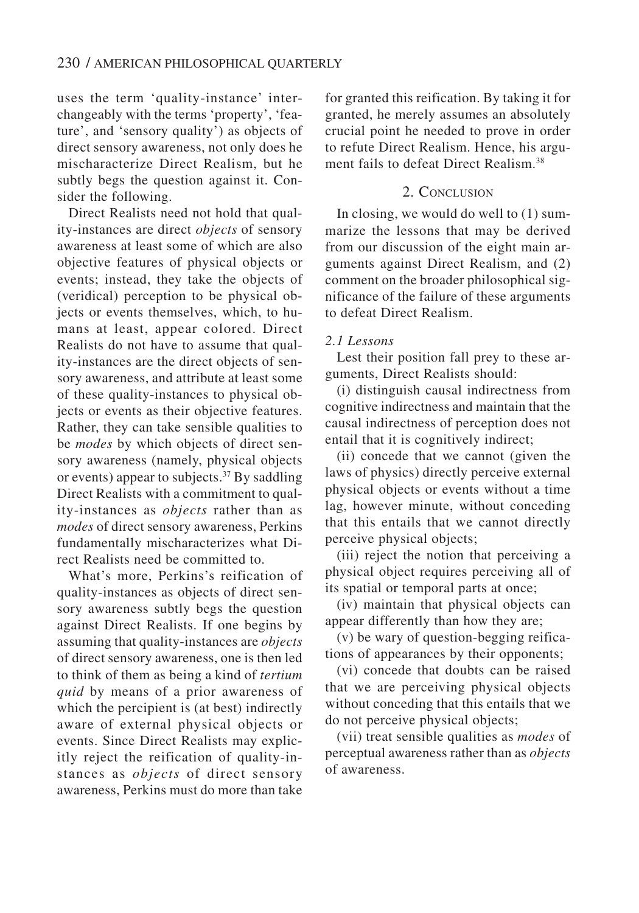uses the term 'quality-instance' interchangeably with the terms 'property', 'feature', and 'sensory quality') as objects of direct sensory awareness, not only does he mischaracterize Direct Realism, but he subtly begs the question against it. Consider the following.

Direct Realists need not hold that quality-instances are direct *objects* of sensory awareness at least some of which are also objective features of physical objects or events; instead, they take the objects of (veridical) perception to be physical objects or events themselves, which, to humans at least, appear colored. Direct Realists do not have to assume that quality-instances are the direct objects of sensory awareness, and attribute at least some of these quality-instances to physical objects or events as their objective features. Rather, they can take sensible qualities to be *modes* by which objects of direct sensory awareness (namely, physical objects or events) appear to subjects.[37] By saddling Direct Realists with a commitment to quality-instances as *objects* rather than as *modes* of direct sensory awareness, Perkins fundamentally mischaracterizes what Direct Realists need be committed to.

What's more, Perkins's reification of quality-instances as objects of direct sensory awareness subtly begs the question against Direct Realists. If one begins by assuming that quality-instances are *objects* of direct sensory awareness, one is then led to think of them as being a kind of *tertium quid* by means of a prior awareness of which the percipient is (at best) indirectly aware of external physical objects or events. Since Direct Realists may explicitly reject the reification of quality-instances as *objects* of direct sensory awareness, Perkins must do more than take for granted this reification. By taking it for granted, he merely assumes an absolutely crucial point he needed to prove in order to refute Direct Realism. Hence, his argument fails to defeat Direct Realism.[38]

## 2. Conclusion

In closing, we would do well to (1) summarize the lessons that may be derived from our discussion of the eight main arguments against Direct Realism, and (2) comment on the broader philosophical significance of the failure of these arguments to defeat Direct Realism.

### *2.1 Lessons*

Lest their position fall prey to these arguments, Direct Realists should:

(i) distinguish causal indirectness from cognitive indirectness and maintain that the causal indirectness of perception does not entail that it is cognitively indirect;

(ii) concede that we cannot (given the laws of physics) directly perceive external physical objects or events without a time lag, however minute, without conceding that this entails that we cannot directly perceive physical objects;

(iii) reject the notion that perceiving a physical object requires perceiving all of its spatial or temporal parts at once;

(iv) maintain that physical objects can appear differently than how they are;

(v) be wary of question-begging reifications of appearances by their opponents;

(vi) concede that doubts can be raised that we are perceiving physical objects without conceding that this entails that we do not perceive physical objects;

(vii) treat sensible qualities as *modes* of perceptual awareness rather than as *objects* of awareness.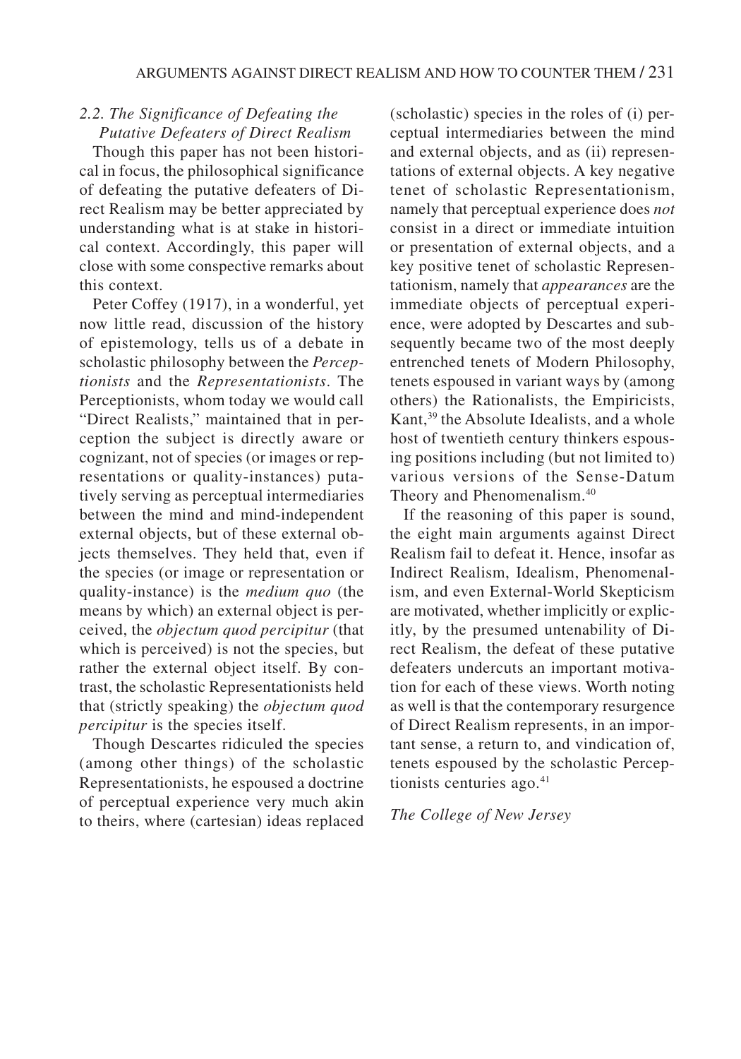### 2.2. The Significance of Defeating the Putative Defeaters of Direct Realism

Though this paper has not been historical in focus, the philosophical significance of defeating the putative defeaters of Direct Realism may be better appreciated by understanding what is at stake in historical context. Accordingly, this paper will close with some conspective remarks about this context.

Peter Coffey (1917), in a wonderful, yet now little read, discussion of the history of epistemology, tells us of a debate in scholastic philosophy between the *Perceptionists* and the *Representationists*. The Perceptionists, whom today we would call "Direct Realists," maintained that in perception the subject is directly aware or cognizant, not of species (or images or representations or quality-instances) putatively serving as perceptual intermediaries between the mind and mind-independent external objects, but of these external objects themselves. They held that, even if the species (or image or representation or quality-instance) is the *medium quo* (the means by which) an external object is perceived, the *objectum quod percipitur* (that which is perceived) is not the species, but rather the external object itself. By contrast, the scholastic Representationists held that (strictly speaking) the *objectum quod percipitur* is the species itself.

Though Descartes ridiculed the species (among other things) of the scholastic Representationists, he espoused a doctrine of perceptual experience very much akin to theirs, where (cartesian) ideas replaced (scholastic) species in the roles of (i) perceptual intermediaries between the mind and external objects, and as (ii) representations of external objects. A key negative tenet of scholastic Representationism, namely that perceptual experience does *not* consist in a direct or immediate intuition or presentation of external objects, and a key positive tenet of scholastic Representationism, namely that *appearances* are the immediate objects of perceptual experience, were adopted by Descartes and subsequently became two of the most deeply entrenched tenets of Modern Philosophy, tenets espoused in variant ways by (among others) the Rationalists, the Empiricists, Kant,[39] the Absolute Idealists, and a whole host of twentieth century thinkers espousing positions including (but not limited to) various versions of the Sense-Datum Theory and Phenomenalism.[40]

If the reasoning of this paper is sound, the eight main arguments against Direct Realism fail to defeat it. Hence, insofar as Indirect Realism, Idealism, Phenomenalism, and even External-World Skepticism are motivated, whether implicitly or explicitly, by the presumed untenability of Direct Realism, the defeat of these putative defeaters undercuts an important motivation for each of these views. Worth noting as well is that the contemporary resurgence of Direct Realism represents, in an important sense, a return to, and vindication of, tenets espoused by the scholastic Perceptionists centuries ago.[41]

*The College of New Jersey*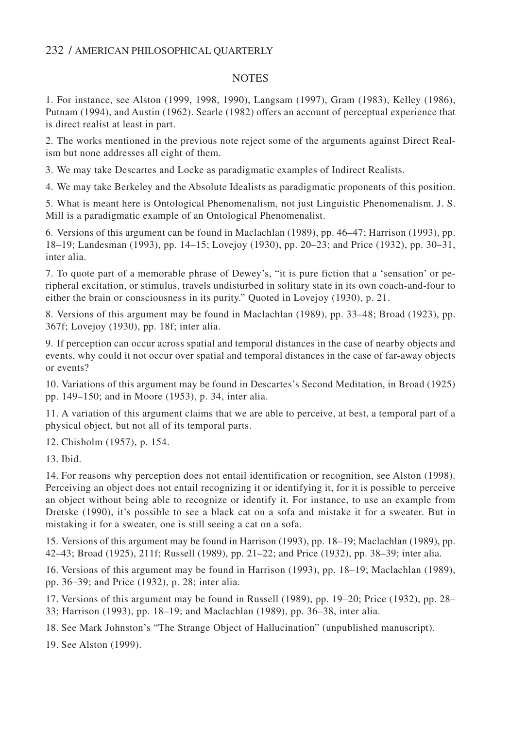## NOTES

1. For instance, see Alston (1999, 1998, 1990), Langsam (1997), Gram (1983), Kelley (1986), Putnam (1994), and Austin (1962). Searle (1982) offers an account of perceptual experience that is direct realist at least in part.

2. The works mentioned in the previous note reject some of the arguments against Direct Realism but none addresses all eight of them.

3. We may take Descartes and Locke as paradigmatic examples of Indirect Realists.

4. We may take Berkeley and the Absolute Idealists as paradigmatic proponents of this position.

5. What is meant here is Ontological Phenomenalism, not just Linguistic Phenomenalism. J. S. Mill is a paradigmatic example of an Ontological Phenomenalist.

6. Versions of this argument can be found in Maclachlan (1989), pp. 46–47; Harrison (1993), pp. 18–19; Landesman (1993), pp. 14–15; Lovejoy (1930), pp. 20–23; and Price (1932), pp. 30–31, inter alia.

7. To quote part of a memorable phrase of Dewey's, "it is pure fiction that a 'sensation' or peripheral excitation, or stimulus, travels undisturbed in solitary state in its own coach-and-four to either the brain or consciousness in its purity." Quoted in Lovejoy (1930), p. 21.

8. Versions of this argument may be found in Maclachlan (1989), pp. 33–48; Broad (1923), pp. 367f; Lovejoy (1930), pp. 18f; inter alia.

9. If perception can occur across spatial and temporal distances in the case of nearby objects and events, why could it not occur over spatial and temporal distances in the case of far-away objects or events?

10. Variations of this argument may be found in Descartes's Second Meditation, in Broad (1925) pp. 149–150; and in Moore (1953), p. 34, inter alia.

11. A variation of this argument claims that we are able to perceive, at best, a temporal part of a physical object, but not all of its temporal parts.

12. Chisholm (1957), p. 154.

13. Ibid.

14. For reasons why perception does not entail identification or recognition, see Alston (1998). Perceiving an object does not entail recognizing it or identifying it, for it is possible to perceive an object without being able to recognize or identify it. For instance, to use an example from Dretske (1990), it's possible to see a black cat on a sofa and mistake it for a sweater. But in mistaking it for a sweater, one is still seeing a cat on a sofa.

15. Versions of this argument may be found in Harrison (1993), pp. 18–19; Maclachlan (1989), pp. 42–43; Broad (1925), 211f; Russell (1989), pp. 21–22; and Price (1932), pp. 38–39; inter alia.

16. Versions of this argument may be found in Harrison (1993), pp. 18–19; Maclachlan (1989), pp. 36–39; and Price (1932), p. 28; inter alia.

17. Versions of this argument may be found in Russell (1989), pp. 19–20; Price (1932), pp. 28–33; Harrison (1993), pp. 18–19; and Maclachlan (1989), pp. 36–38, inter alia.

18. See Mark Johnston's "The Strange Object of Hallucination" (unpublished manuscript).

19. See Alston (1999).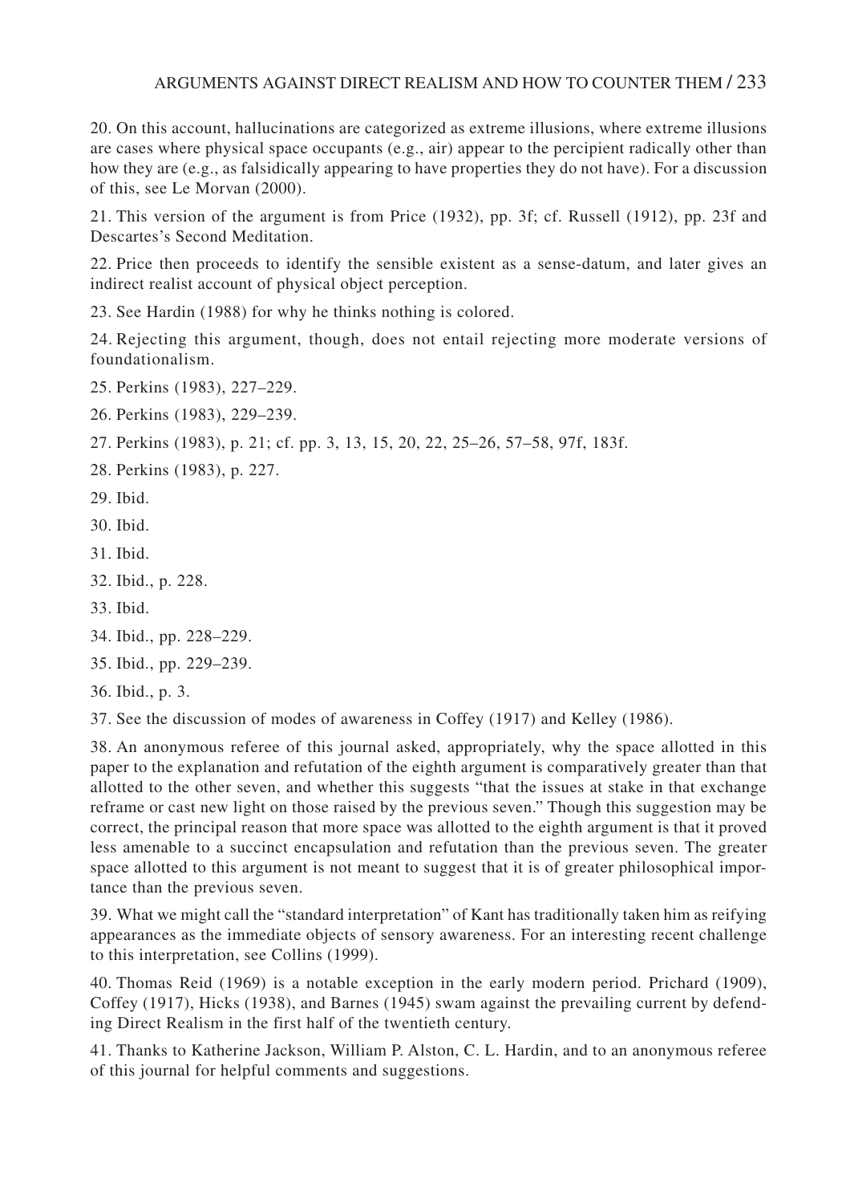20. On this account, hallucinations are categorized as extreme illusions, where extreme illusions are cases where physical space occupants (e.g., air) appear to the percipient radically other than how they are (e.g., as falsidically appearing to have properties they do not have). For a discussion of this, see Le Morvan (2000).

21. This version of the argument is from Price (1932), pp. 3f; cf. Russell (1912), pp. 23f and Descartes's Second Meditation.

22. Price then proceeds to identify the sensible existent as a sense-datum, and later gives an indirect realist account of physical object perception.

23. See Hardin (1988) for why he thinks nothing is colored.

24. Rejecting this argument, though, does not entail rejecting more moderate versions of foundationalism.

25. Perkins (1983), 227–229.

26. Perkins (1983), 229–239.

27. Perkins (1983), p. 21; cf. pp. 3, 13, 15, 20, 22, 25–26, 57–58, 97f, 183f.

28. Perkins (1983), p. 227.

29. Ibid.

30. Ibid.

31. Ibid.

32. Ibid., p. 228.

33. Ibid.

34. Ibid., pp. 228–229.

35. Ibid., pp. 229–239.

36. Ibid., p. 3.

37. See the discussion of modes of awareness in Coffey (1917) and Kelley (1986).

38. An anonymous referee of this journal asked, appropriately, why the space allotted in this paper to the explanation and refutation of the eighth argument is comparatively greater than that allotted to the other seven, and whether this suggests "that the issues at stake in that exchange reframe or cast new light on those raised by the previous seven." Though this suggestion may be correct, the principal reason that more space was allotted to the eighth argument is that it proved less amenable to a succinct encapsulation and refutation than the previous seven. The greater space allotted to this argument is not meant to suggest that it is of greater philosophical importance than the previous seven.

39. What we might call the "standard interpretation" of Kant has traditionally taken him as reifying appearances as the immediate objects of sensory awareness. For an interesting recent challenge to this interpretation, see Collins (1999).

40. Thomas Reid (1969) is a notable exception in the early modern period. Prichard (1909), Coffey (1917), Hicks (1938), and Barnes (1945) swam against the prevailing current by defending Direct Realism in the first half of the twentieth century.

41. Thanks to Katherine Jackson, William P. Alston, C. L. Hardin, and to an anonymous referee of this journal for helpful comments and suggestions.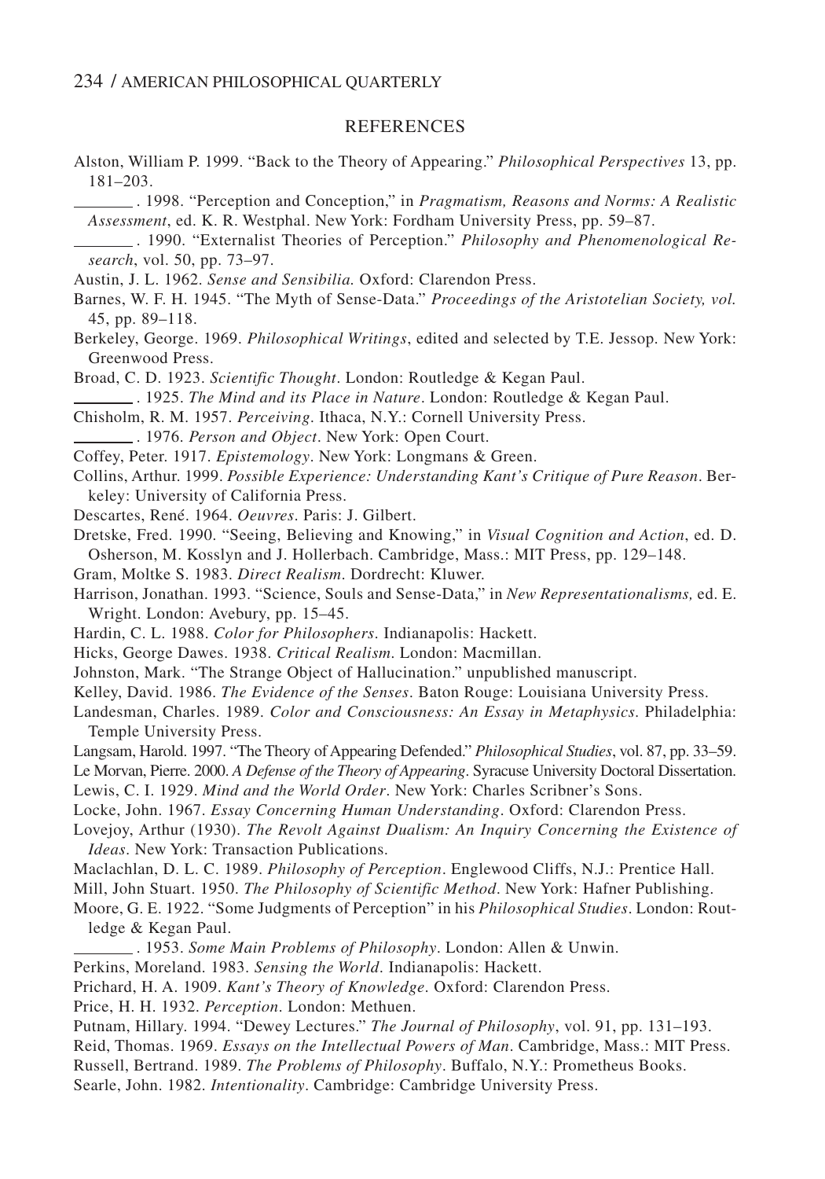## REFERENCES

Alston, William P. 1999. "Back to the Theory of Appearing." *Philosophical Perspectives* 13, pp. 181–203.

_______ . 1998. "Perception and Conception," in *Pragmatism, Reasons and Norms: A Realistic Assessment*, ed. K. R. Westphal. New York: Fordham University Press, pp. 59–87.

_______ . 1990. "Externalist Theories of Perception." *Philosophy and Phenomenological Research*, vol. 50, pp. 73–97.

Austin, J. L. 1962. *Sense and Sensibilia.* Oxford: Clarendon Press.

Barnes, W. F. H. 1945. "The Myth of Sense-Data." *Proceedings of the Aristotelian Society, vol.* 45, pp. 89–118.

Berkeley, George. 1969. *Philosophical Writings*, edited and selected by T.E. Jessop. New York: Greenwood Press.

Broad, C. D. 1923. *Scientific Thought*. London: Routledge & Kegan Paul.

_______ . 1925. *The Mind and its Place in Nature*. London: Routledge & Kegan Paul.

Chisholm, R. M. 1957. *Perceiving*. Ithaca, N.Y.: Cornell University Press.

_______ . 1976. *Person and Object*. New York: Open Court.

Coffey, Peter. 1917. *Epistemology*. New York: Longmans & Green.

Collins, Arthur. 1999. *Possible Experience: Understanding Kant's Critique of Pure Reason*. Berkeley: University of California Press.

Descartes, René. 1964. *Oeuvres*. Paris: J. Gilbert.

Dretske, Fred. 1990. "Seeing, Believing and Knowing," in *Visual Cognition and Action*, ed. D. Osherson, M. Kosslyn and J. Hollerbach. Cambridge, Mass.: MIT Press, pp. 129–148.

Gram, Moltke S. 1983. *Direct Realism*. Dordrecht: Kluwer.

Harrison, Jonathan. 1993. "Science, Souls and Sense-Data," in *New Representationalisms,* ed. E. Wright. London: Avebury, pp. 15–45.

Hardin, C. L. 1988. *Color for Philosophers*. Indianapolis: Hackett.

Hicks, George Dawes. 1938. *Critical Realism*. London: Macmillan.

Johnston, Mark. "The Strange Object of Hallucination." unpublished manuscript.

Kelley, David. 1986. *The Evidence of the Senses*. Baton Rouge: Louisiana University Press.

Landesman, Charles. 1989. *Color and Consciousness: An Essay in Metaphysics*. Philadelphia: Temple University Press.

Langsam, Harold. 1997. "The Theory of Appearing Defended." *Philosophical Studies*, vol. 87, pp. 33–59.

Le Morvan, Pierre. 2000. *A Defense of the Theory of Appearing*. Syracuse University Doctoral Dissertation.

Lewis, C. I. 1929. *Mind and the World Order*. New York: Charles Scribner's Sons.

Locke, John. 1967. *Essay Concerning Human Understanding*. Oxford: Clarendon Press.

Lovejoy, Arthur (1930). *The Revolt Against Dualism: An Inquiry Concerning the Existence of Ideas*. New York: Transaction Publications.

Maclachlan, D. L. C. 1989. *Philosophy of Perception*. Englewood Cliffs, N.J.: Prentice Hall.

Mill, John Stuart. 1950. *The Philosophy of Scientific Method*. New York: Hafner Publishing.

Moore, G. E. 1922. "Some Judgments of Perception" in his *Philosophical Studies*. London: Routledge & Kegan Paul.

_______ . 1953. *Some Main Problems of Philosophy*. London: Allen & Unwin.

Perkins, Moreland. 1983. *Sensing the World*. Indianapolis: Hackett.

Prichard, H. A. 1909. *Kant's Theory of Knowledge*. Oxford: Clarendon Press.

Price, H. H. 1932. *Perception*. London: Methuen.

Putnam, Hillary. 1994. "Dewey Lectures." *The Journal of Philosophy*, vol. 91, pp. 131–193.

Reid, Thomas. 1969. *Essays on the Intellectual Powers of Man*. Cambridge, Mass.: MIT Press.

Russell, Bertrand. 1989. *The Problems of Philosophy*. Buffalo, N.Y.: Prometheus Books.

Searle, John. 1982. *Intentionality*. Cambridge: Cambridge University Press.